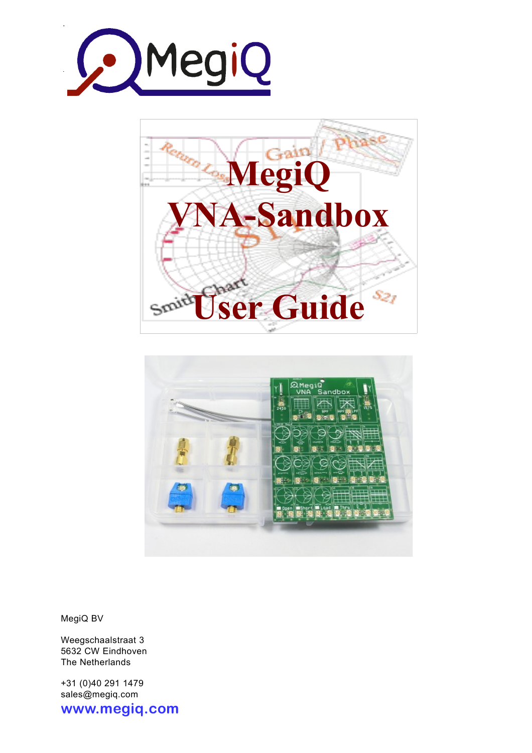# MegiQ VNA-Sandbox User Guide

MegiQ BV

Weegschaalstraat 3
5632 CW Eindhoven
The Netherlands

+31 (0)40 291 1479
sales@megiq.com

**www.megiq.com**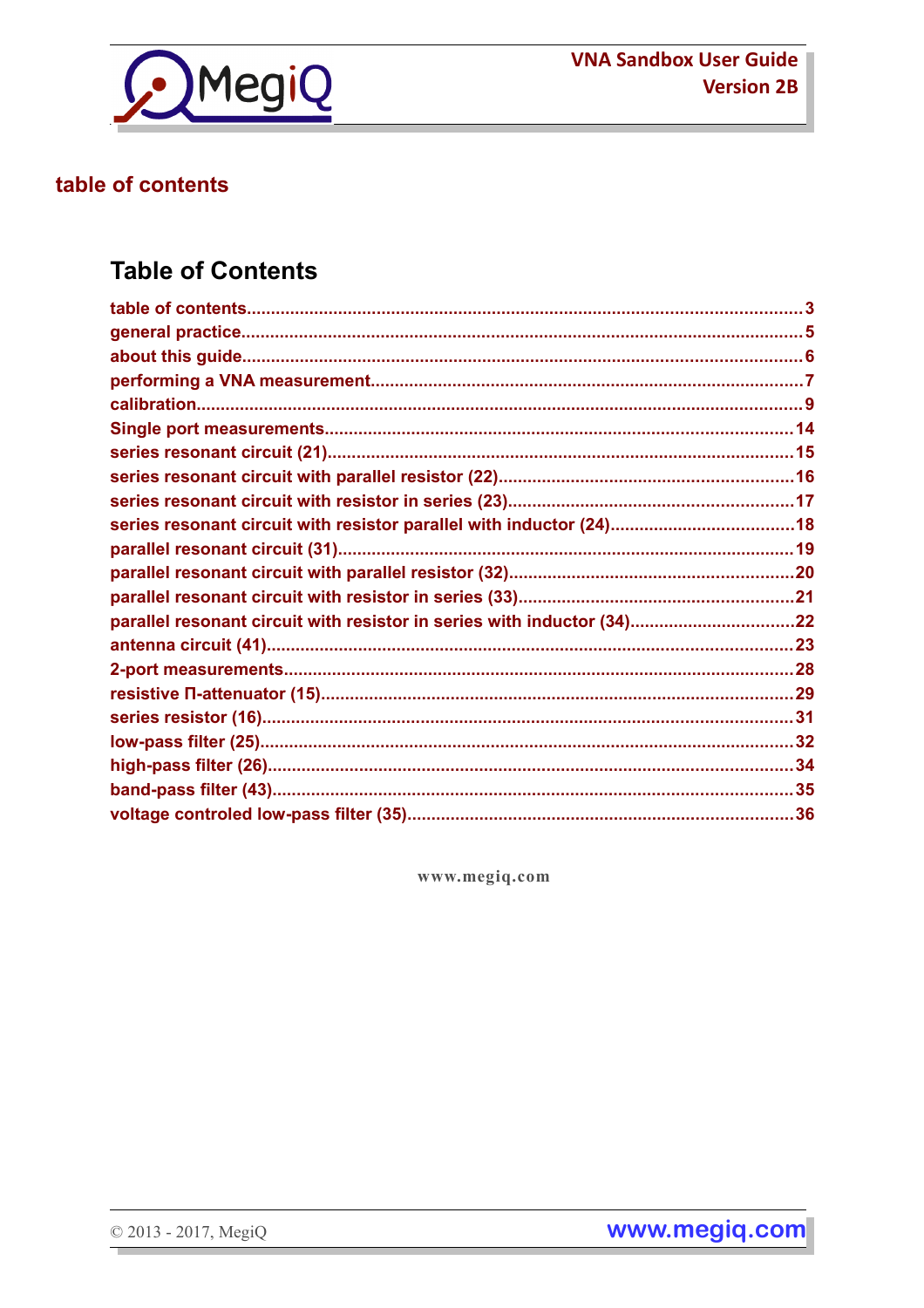# table of contents

## Table of Contents

table of contents....................................................................................................3
general practice......................................................................................................5
about this guide......................................................................................................6
performing a VNA measurement..............................................................................7
calibration..............................................................................................................9
Single port measurements.....................................................................................14
series resonant circuit (21)....................................................................................15
series resonant circuit with parallel resistor (22)....................................................16
series resonant circuit with resistor in series (23)...................................................17
series resonant circuit with resistor parallel with inductor (24).................................18
parallel resonant circuit (31)..................................................................................19
parallel resonant circuit with parallel resistor (32)...................................................20
parallel resonant circuit with resistor in series (33).................................................21
parallel resonant circuit with resistor in series with inductor (34).............................22
antenna circuit (41)...............................................................................................23
2-port measurements.............................................................................................28
resistive Π-attenuator (15).....................................................................................29
series resistor (16).................................................................................................31
low-pass filter (25).................................................................................................32
high-pass filter (26)................................................................................................34
band-pass filter (43)...............................................................................................35
voltage controled low-pass filter (35)......................................................................36

www.megiq.com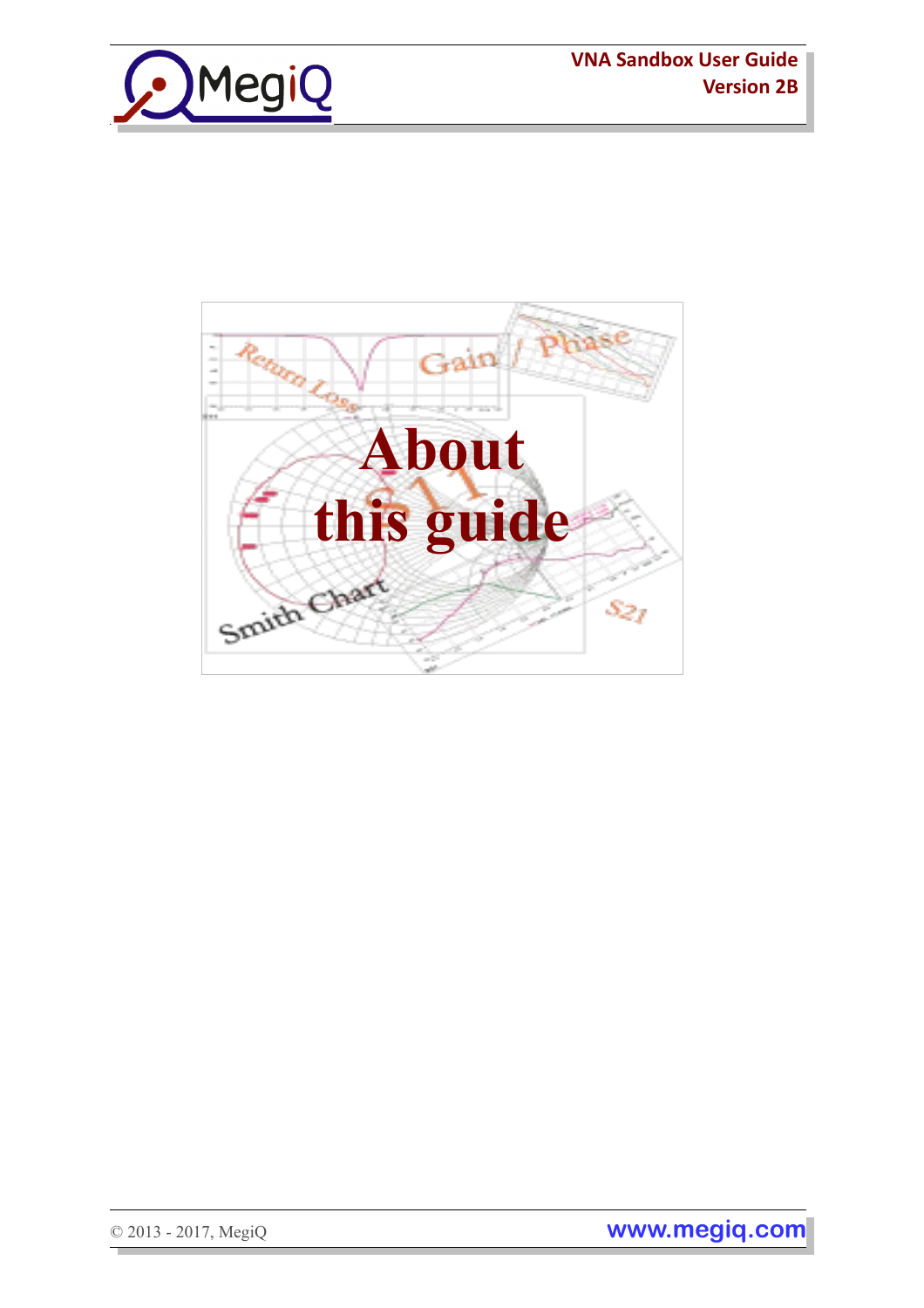# About this guide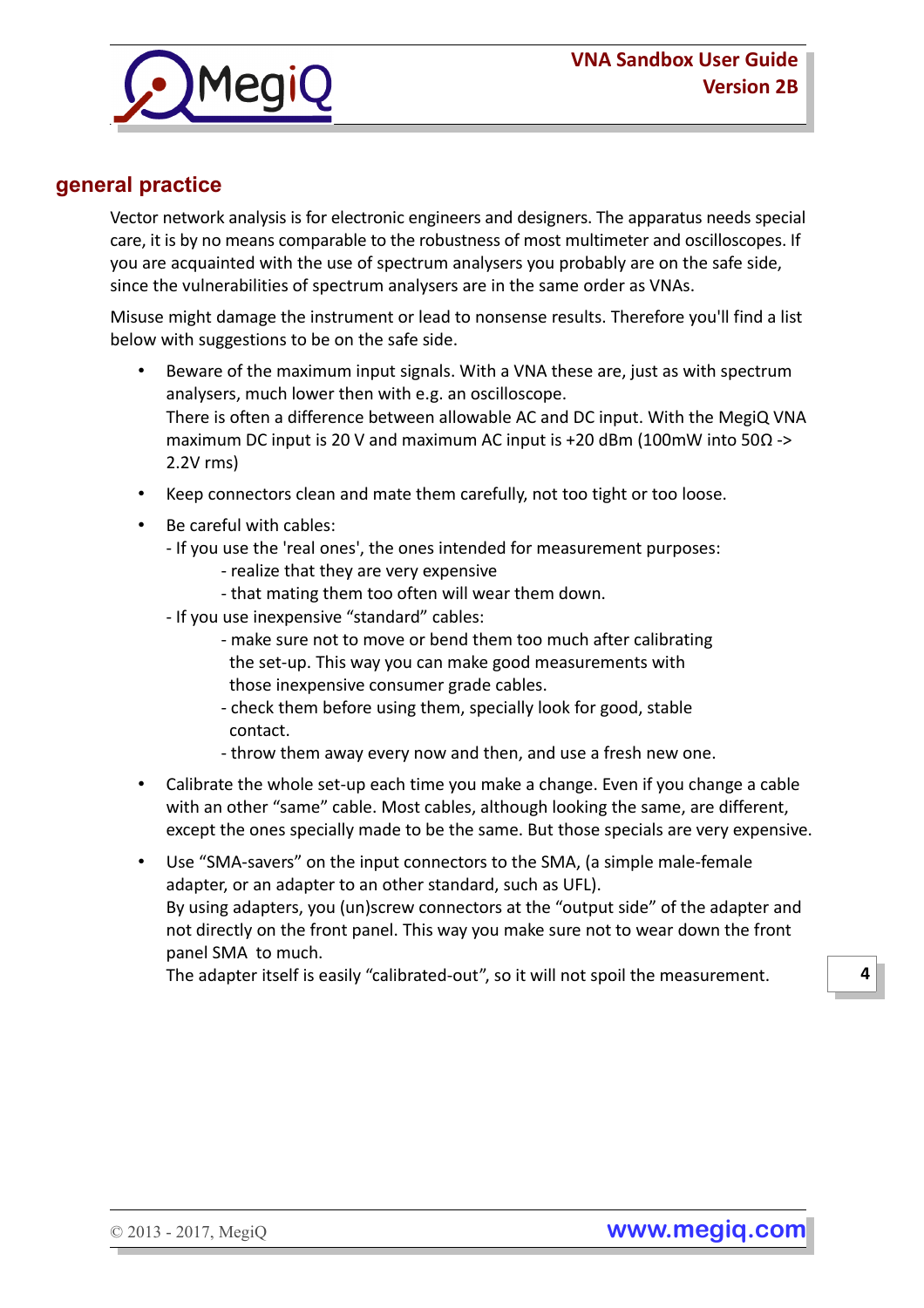## general practice

Vector network analysis is for electronic engineers and designers. The apparatus needs special care, it is by no means comparable to the robustness of most multimeter and oscilloscopes. If you are acquainted with the use of spectrum analysers you probably are on the safe side, since the vulnerabilities of spectrum analysers are in the same order as VNAs.

Misuse might damage the instrument or lead to nonsense results. Therefore you'll find a list below with suggestions to be on the safe side.

- Beware of the maximum input signals. With a VNA these are, just as with spectrum analysers, much lower then with e.g. an oscilloscope.
  There is often a difference between allowable AC and DC input. With the MegiQ VNA maximum DC input is 20 V and maximum AC input is +20 dBm (100mW into 50Ω -> 2.2V rms)
- Keep connectors clean and mate them carefully, not too tight or too loose.
- Be careful with cables:
  - If you use the 'real ones', the ones intended for measurement purposes:
    - realize that they are very expensive
    - that mating them too often will wear them down.
  - If you use inexpensive "standard" cables:
    - make sure not to move or bend them too much after calibrating the set-up. This way you can make good measurements with those inexpensive consumer grade cables.
    - check them before using them, specially look for good, stable contact.
    - throw them away every now and then, and use a fresh new one.
- Calibrate the whole set-up each time you make a change. Even if you change a cable with an other "same" cable. Most cables, although looking the same, are different, except the ones specially made to be the same. But those specials are very expensive.
- Use "SMA-savers" on the input connectors to the SMA, (a simple male-female adapter, or an adapter to an other standard, such as UFL).
  By using adapters, you (un)screw connectors at the "output side" of the adapter and not directly on the front panel. This way you make sure not to wear down the front panel SMA to much.
  The adapter itself is easily "calibrated-out", so it will not spoil the measurement.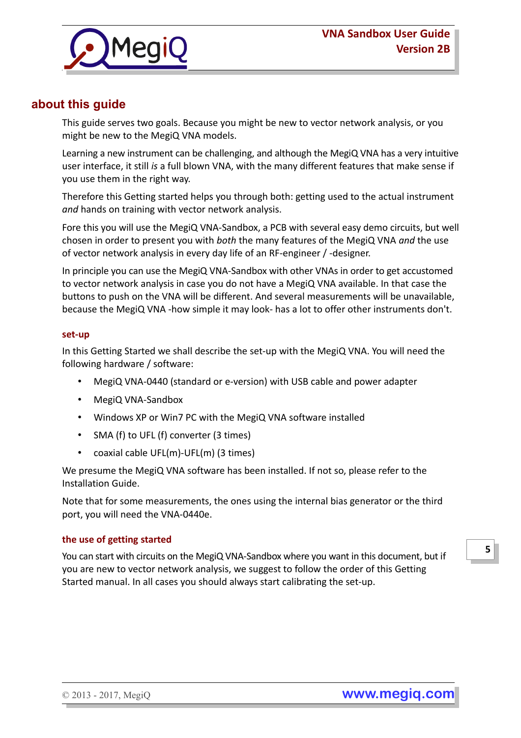## about this guide

This guide serves two goals. Because you might be new to vector network analysis, or you might be new to the MegiQ VNA models.

Learning a new instrument can be challenging, and although the MegiQ VNA has a very intuitive user interface, it still *is* a full blown VNA, with the many different features that make sense if you use them in the right way.

Therefore this Getting started helps you through both: getting used to the actual instrument *and* hands on training with vector network analysis.

Fore this you will use the MegiQ VNA-Sandbox, a PCB with several easy demo circuits, but well chosen in order to present you with *both* the many features of the MegiQ VNA *and* the use of vector network analysis in every day life of an RF-engineer / -designer.

In principle you can use the MegiQ VNA-Sandbox with other VNAs in order to get accustomed to vector network analysis in case you do not have a MegiQ VNA available. In that case the buttons to push on the VNA will be different. And several measurements will be unavailable, because the MegiQ VNA -how simple it may look- has a lot to offer other instruments don't.

### set-up

In this Getting Started we shall describe the set-up with the MegiQ VNA. You will need the following hardware / software:

- MegiQ VNA-0440 (standard or e-version) with USB cable and power adapter
- MegiQ VNA-Sandbox
- Windows XP or Win7 PC with the MegiQ VNA software installed
- SMA (f) to UFL (f) converter (3 times)
- coaxial cable UFL(m)-UFL(m) (3 times)

We presume the MegiQ VNA software has been installed. If not so, please refer to the Installation Guide.

Note that for some measurements, the ones using the internal bias generator or the third port, you will need the VNA-0440e.

### the use of getting started

You can start with circuits on the MegiQ VNA-Sandbox where you want in this document, but if you are new to vector network analysis, we suggest to follow the order of this Getting Started manual. In all cases you should always start calibrating the set-up.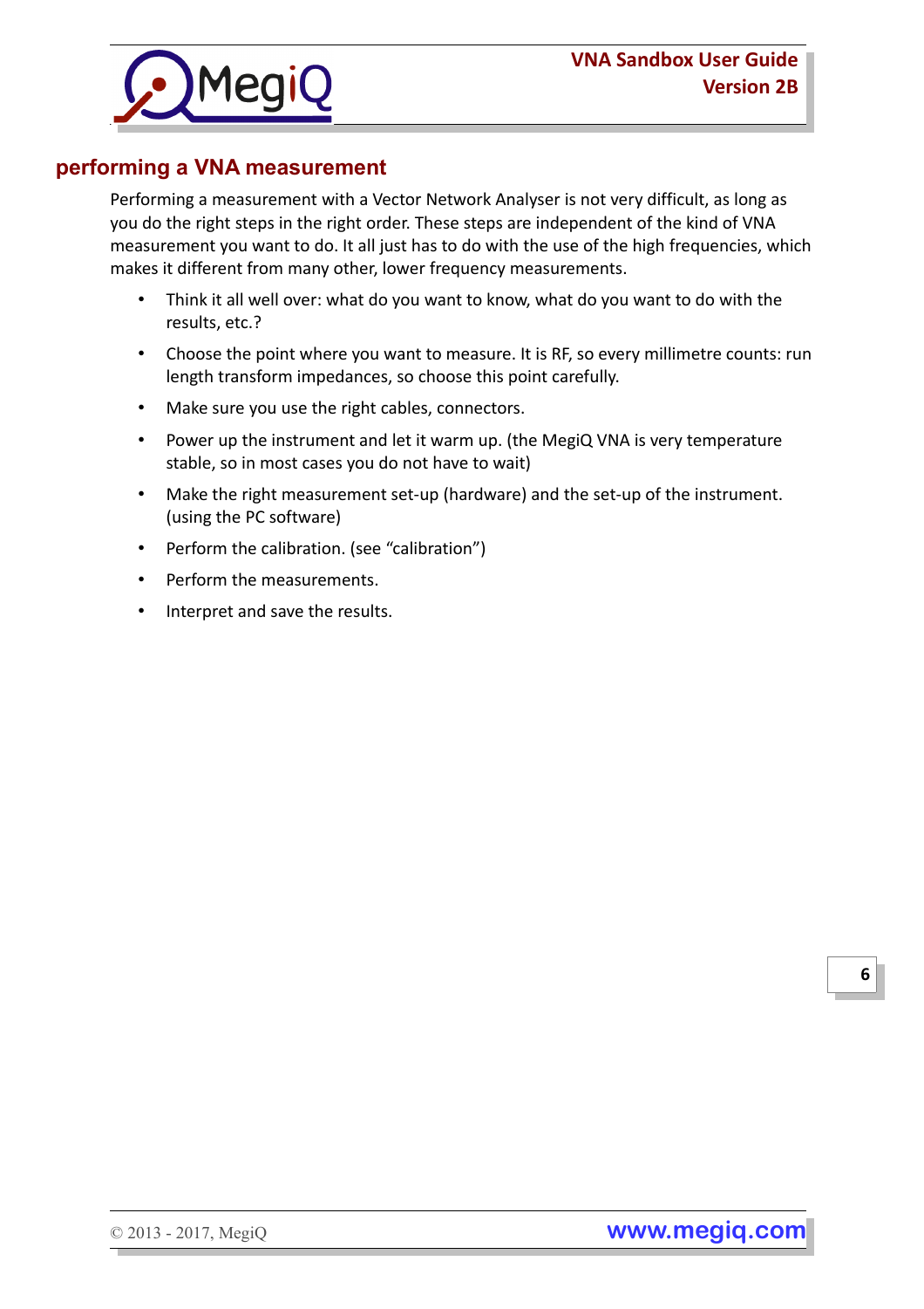## performing a VNA measurement

Performing a measurement with a Vector Network Analyser is not very difficult, as long as you do the right steps in the right order. These steps are independent of the kind of VNA measurement you want to do. It all just has to do with the use of the high frequencies, which makes it different from many other, lower frequency measurements.

- Think it all well over: what do you want to know, what do you want to do with the results, etc.?
- Choose the point where you want to measure. It is RF, so every millimetre counts: run length transform impedances, so choose this point carefully.
- Make sure you use the right cables, connectors.
- Power up the instrument and let it warm up. (the MegiQ VNA is very temperature stable, so in most cases you do not have to wait)
- Make the right measurement set-up (hardware) and the set-up of the instrument. (using the PC software)
- Perform the calibration. (see "calibration")
- Perform the measurements.
- Interpret and save the results.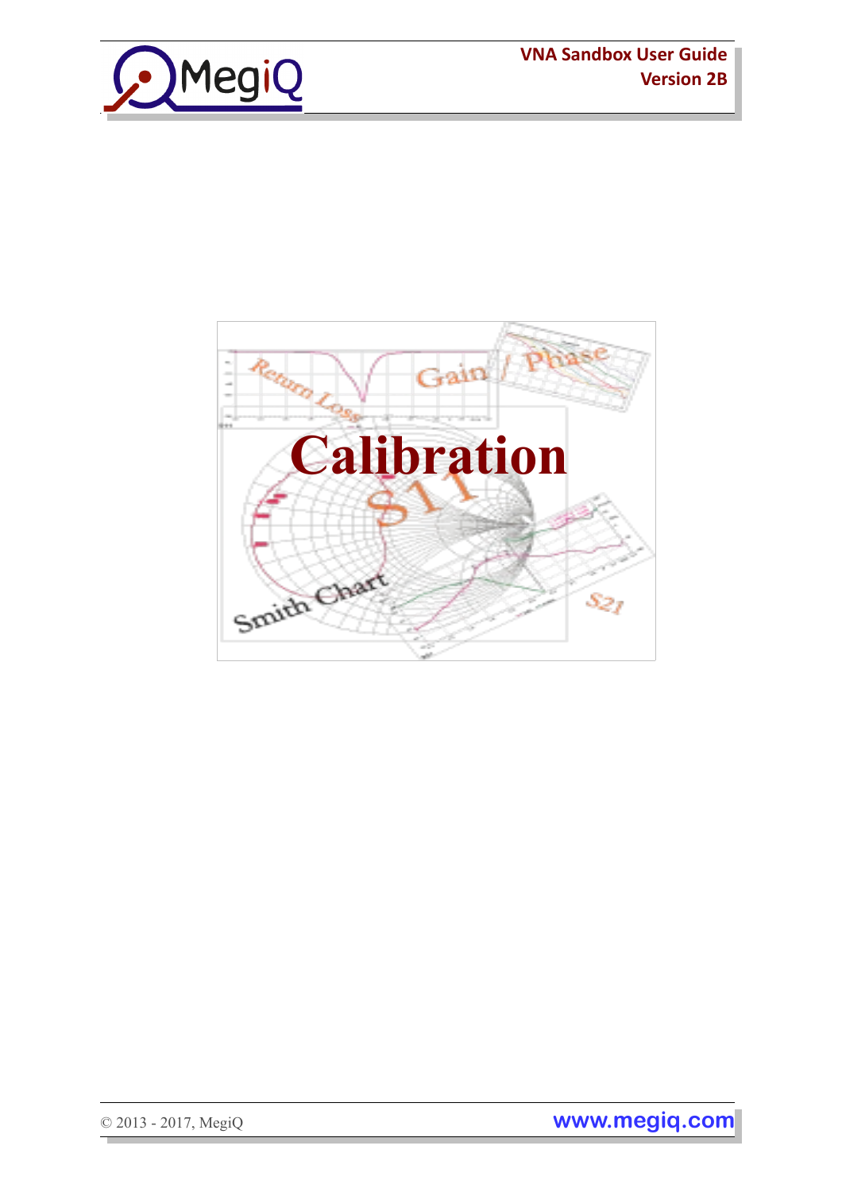# Calibration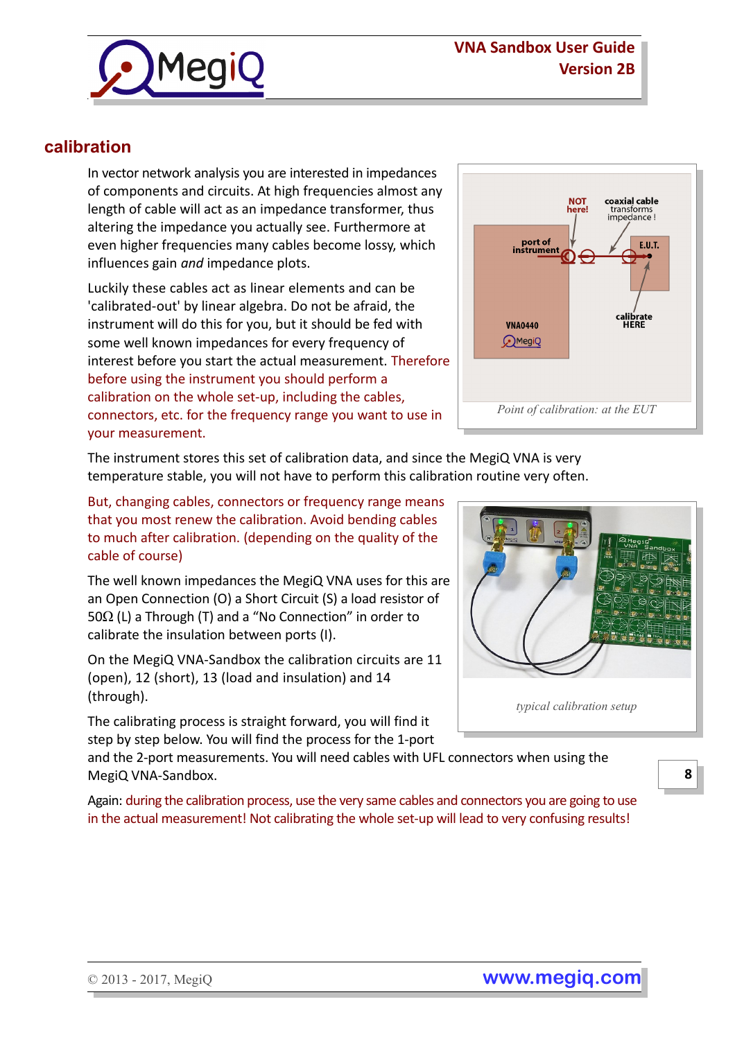## calibration

In vector network analysis you are interested in impedances of components and circuits. At high frequencies almost any length of cable will act as an impedance transformer, thus altering the impedance you actually see. Furthermore at even higher frequencies many cables become lossy, which influences gain *and* impedance plots.

Luckily these cables act as linear elements and can be 'calibrated-out' by linear algebra. Do not be afraid, the instrument will do this for you, but it should be fed with some well known impedances for every frequency of interest before you start the actual measurement. Therefore before using the instrument you should perform a calibration on the whole set-up, including the cables, connectors, etc. for the frequency range you want to use in your measurement.

*Point of calibration: at the EUT*

The instrument stores this set of calibration data, and since the MegiQ VNA is very temperature stable, you will not have to perform this calibration routine very often.

But, changing cables, connectors or frequency range means that you most renew the calibration. Avoid bending cables to much after calibration. (depending on the quality of the cable of course)

The well known impedances the MegiQ VNA uses for this are an Open Connection (O) a Short Circuit (S) a load resistor of 50Ω (L) a Through (T) and a “No Connection” in order to calibrate the insulation between ports (I).

On the MegiQ VNA-Sandbox the calibration circuits are 11 (open), 12 (short), 13 (load and insulation) and 14 (through).

*typical calibration setup*

The calibrating process is straight forward, you will find it step by step below. You will find the process for the 1-port and the 2-port measurements. You will need cables with UFL connectors when using the MegiQ VNA-Sandbox.

Again: during the calibration process, use the very same cables and connectors you are going to use in the actual measurement! Not calibrating the whole set-up will lead to very confusing results!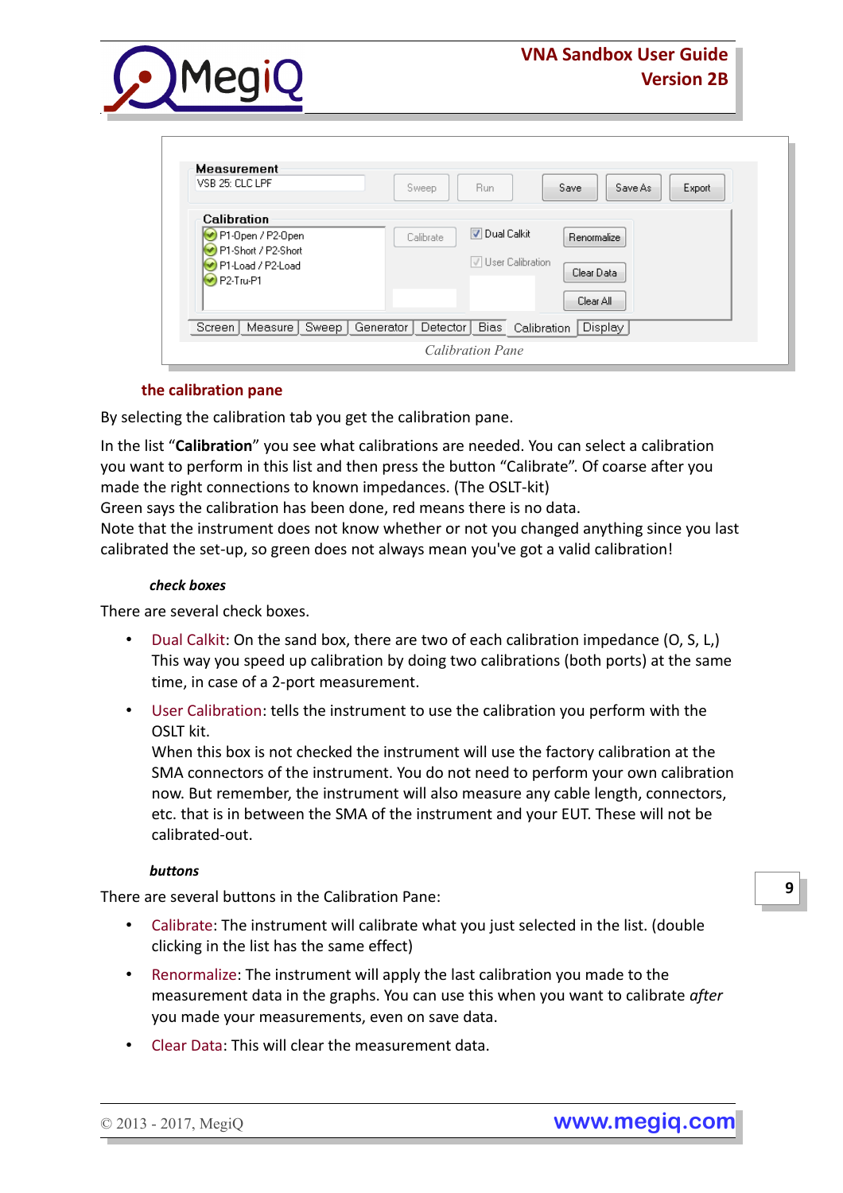Calibration Pane

### the calibration pane

By selecting the calibration tab you get the calibration pane.

In the list “**Calibration**” you see what calibrations are needed. You can select a calibration you want to perform in this list and then press the button “Calibrate”. Of coarse after you made the right connections to known impedances. (The OSLT-kit)
Green says the calibration has been done, red means there is no data.
Note that the instrument does not know whether or not you changed anything since you last calibrated the set-up, so green does not always mean you've got a valid calibration!

#### *check boxes*

There are several check boxes.

- Dual Calkit: On the sand box, there are two of each calibration impedance (O, S, L,) This way you speed up calibration by doing two calibrations (both ports) at the same time, in case of a 2-port measurement.
- User Calibration: tells the instrument to use the calibration you perform with the OSLT kit.
  When this box is not checked the instrument will use the factory calibration at the SMA connectors of the instrument. You do not need to perform your own calibration now. But remember, the instrument will also measure any cable length, connectors, etc. that is in between the SMA of the instrument and your EUT. These will not be calibrated-out.

#### *buttons*

There are several buttons in the Calibration Pane:

- Calibrate: The instrument will calibrate what you just selected in the list. (double clicking in the list has the same effect)
- Renormalize: The instrument will apply the last calibration you made to the measurement data in the graphs. You can use this when you want to calibrate *after* you made your measurements, even on save data.
- Clear Data: This will clear the measurement data.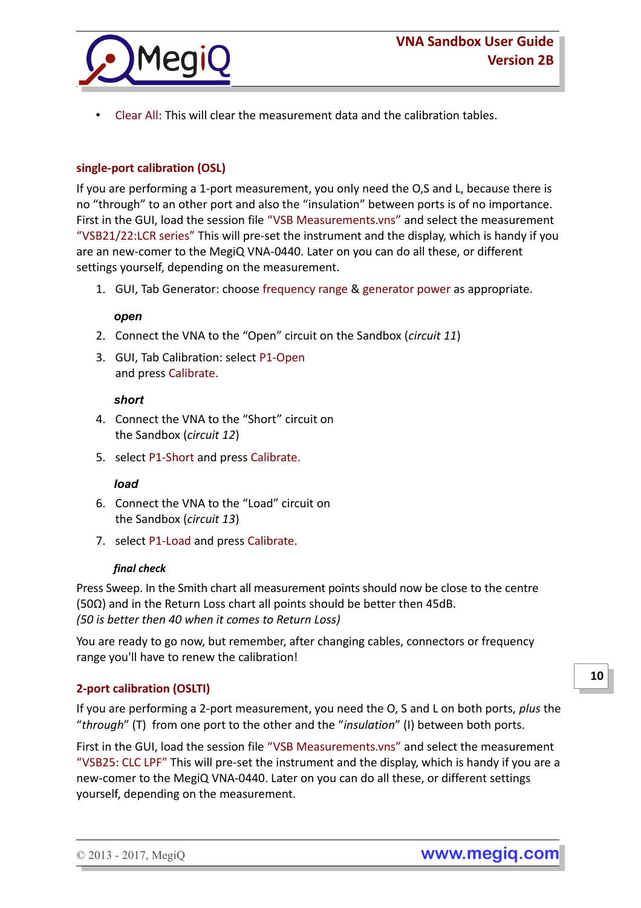- Clear All: This will clear the measurement data and the calibration tables.

## single-port calibration (OSL)

If you are performing a 1-port measurement, you only need the O,S and L, because there is no “through” to an other port and also the “insulation” between ports is of no importance. First in the GUI, load the session file “VSB Measurements.vns” and select the measurement “VSB21/22:LCR series” This will pre-set the instrument and the display, which is handy if you are an new-comer to the MegiQ VNA-0440. Later on you can do all these, or different settings yourself, depending on the measurement.

1. GUI, Tab Generator: choose frequency range & generator power as appropriate.

***open***

2. Connect the VNA to the “Open” circuit on the Sandbox (*circuit 11*)
3. GUI, Tab Calibration: select P1-Open and press Calibrate.

***short***

4. Connect the VNA to the “Short” circuit on the Sandbox (*circuit 12*)
5. select P1-Short and press Calibrate.

***load***

6. Connect the VNA to the “Load” circuit on the Sandbox (*circuit 13*)
7. select P1-Load and press Calibrate.

***final check***

Press Sweep. In the Smith chart all measurement points should now be close to the centre (50Ω) and in the Return Loss chart all points should be better then 45dB.
*(50 is better then 40 when it comes to Return Loss)*

You are ready to go now, but remember, after changing cables, connectors or frequency range you'll have to renew the calibration!

## 2-port calibration (OSLTI)

If you are performing a 2-port measurement, you need the O, S and L on both ports, *plus* the “*through*” (T) from one port to the other and the “*insulation*” (I) between both ports.

First in the GUI, load the session file “VSB Measurements.vns” and select the measurement “VSB25: CLC LPF” This will pre-set the instrument and the display, which is handy if you are a new-comer to the MegiQ VNA-0440. Later on you can do all these, or different settings yourself, depending on the measurement.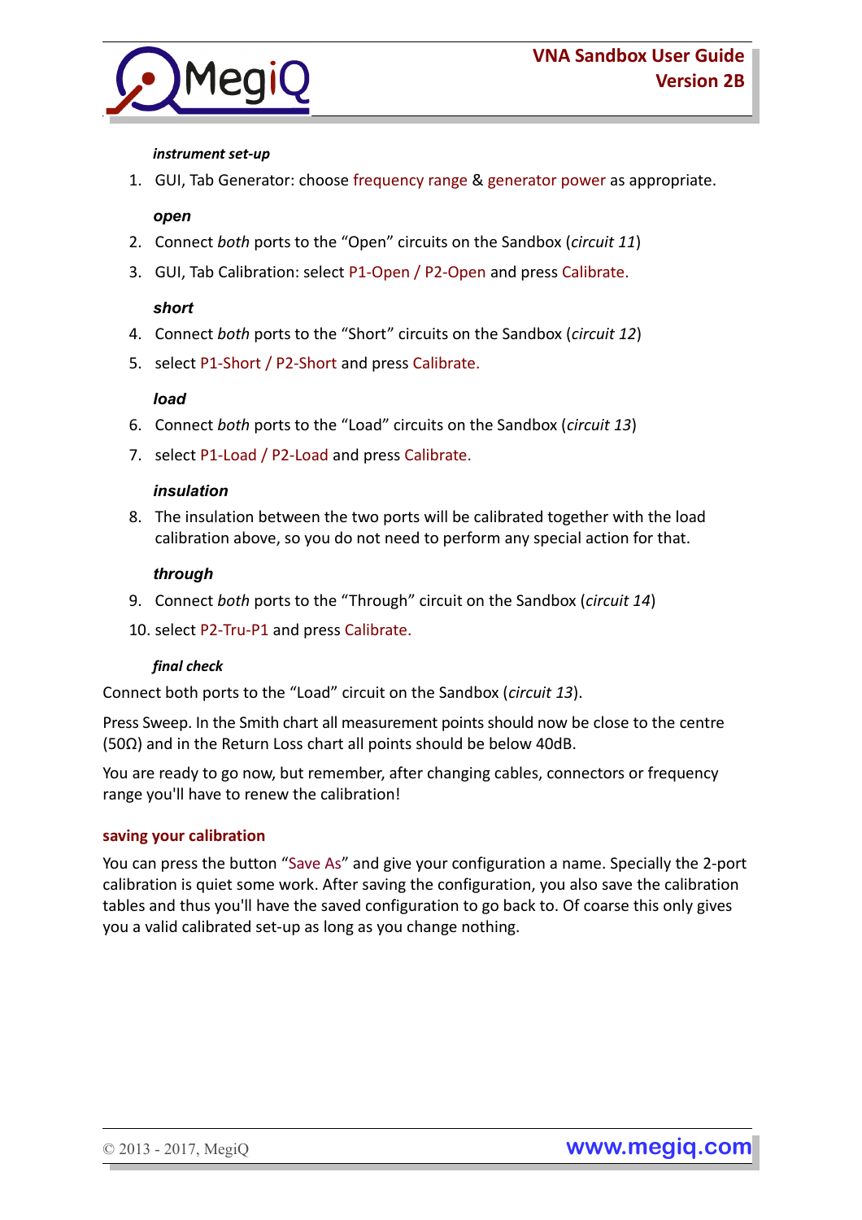***instrument set-up***

1. GUI, Tab Generator: choose frequency range & generator power as appropriate.

***open***

2. Connect *both* ports to the "Open" circuits on the Sandbox (*circuit 11*)
3. GUI, Tab Calibration: select P1-Open / P2-Open and press Calibrate.

***short***

4. Connect *both* ports to the "Short" circuits on the Sandbox (*circuit 12*)
5. select P1-Short / P2-Short and press Calibrate.

***load***

6. Connect *both* ports to the "Load" circuits on the Sandbox (*circuit 13*)
7. select P1-Load / P2-Load and press Calibrate.

***insulation***

8. The insulation between the two ports will be calibrated together with the load calibration above, so you do not need to perform any special action for that.

***through***

9. Connect *both* ports to the "Through" circuit on the Sandbox (*circuit 14*)
10. select P2-Tru-P1 and press Calibrate.

***final check***

Connect both ports to the "Load" circuit on the Sandbox (*circuit 13*).

Press Sweep. In the Smith chart all measurement points should now be close to the centre (50Ω) and in the Return Loss chart all points should be below 40dB.

You are ready to go now, but remember, after changing cables, connectors or frequency range you'll have to renew the calibration!

**saving your calibration**

You can press the button "Save As" and give your configuration a name. Specially the 2-port calibration is quiet some work. After saving the configuration, you also save the calibration tables and thus you'll have the saved configuration to go back to. Of coarse this only gives you a valid calibrated set-up as long as you change nothing.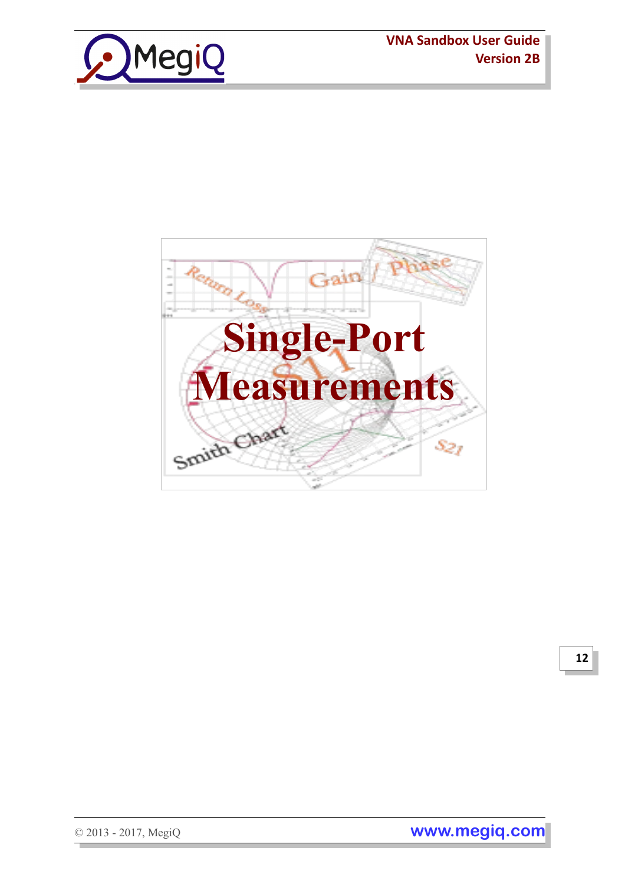# Single-Port Measurements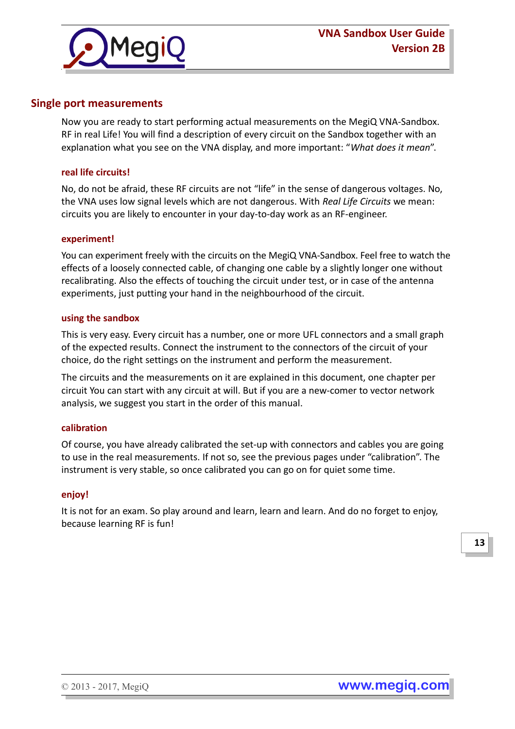## Single port measurements

Now you are ready to start performing actual measurements on the MegiQ VNA-Sandbox. RF in real Life! You will find a description of every circuit on the Sandbox together with an explanation what you see on the VNA display, and more important: "*What does it mean*".

### real life circuits!

No, do not be afraid, these RF circuits are not "life" in the sense of dangerous voltages. No, the VNA uses low signal levels which are not dangerous. With *Real Life Circuits* we mean: circuits you are likely to encounter in your day-to-day work as an RF-engineer.

### experiment!

You can experiment freely with the circuits on the MegiQ VNA-Sandbox. Feel free to watch the effects of a loosely connected cable, of changing one cable by a slightly longer one without recalibrating. Also the effects of touching the circuit under test, or in case of the antenna experiments, just putting your hand in the neighbourhood of the circuit.

### using the sandbox

This is very easy. Every circuit has a number, one or more UFL connectors and a small graph of the expected results. Connect the instrument to the connectors of the circuit of your choice, do the right settings on the instrument and perform the measurement.

The circuits and the measurements on it are explained in this document, one chapter per circuit You can start with any circuit at will. But if you are a new-comer to vector network analysis, we suggest you start in the order of this manual.

### calibration

Of course, you have already calibrated the set-up with connectors and cables you are going to use in the real measurements. If not so, see the previous pages under "calibration". The instrument is very stable, so once calibrated you can go on for quiet some time.

### enjoy!

It is not for an exam. So play around and learn, learn and learn. And do no forget to enjoy, because learning RF is fun!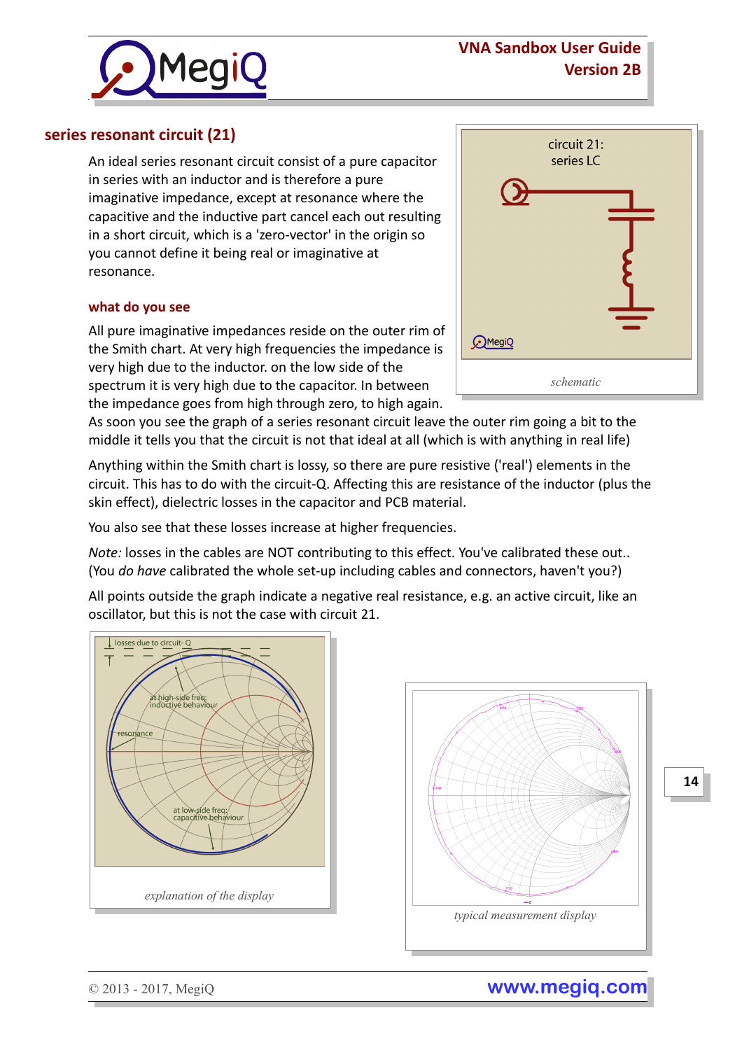## series resonant circuit (21)

An ideal series resonant circuit consist of a pure capacitor in series with an inductor and is therefore a pure imaginative impedance, except at resonance where the capacitive and the inductive part cancel each out resulting in a short circuit, which is a 'zero-vector' in the origin so you cannot define it being real or imaginative at resonance.

circuit 21:
series LC

*schematic*

### what do you see

All pure imaginative impedances reside on the outer rim of the Smith chart. At very high frequencies the impedance is very high due to the inductor. on the low side of the spectrum it is very high due to the capacitor. In between the impedance goes from high through zero, to high again. As soon you see the graph of a series resonant circuit leave the outer rim going a bit to the middle it tells you that the circuit is not that ideal at all (which is with anything in real life)

Anything within the Smith chart is lossy, so there are pure resistive ('real') elements in the circuit. This has to do with the circuit-Q. Affecting this are resistance of the inductor (plus the skin effect), dielectric losses in the capacitor and PCB material.

You also see that these losses increase at higher frequencies.

*Note:* losses in the cables are NOT contributing to this effect. You've calibrated these out.. (You *do have* calibrated the whole set-up including cables and connectors, haven't you?)

All points outside the graph indicate a negative real resistance, e.g. an active circuit, like an oscillator, but this is not the case with circuit 21.

losses due to circuit-Q

at high-side freq: inductive behaviour

resonance

at low-side freq: capacitive behaviour

*explanation of the display*

*typical measurement display*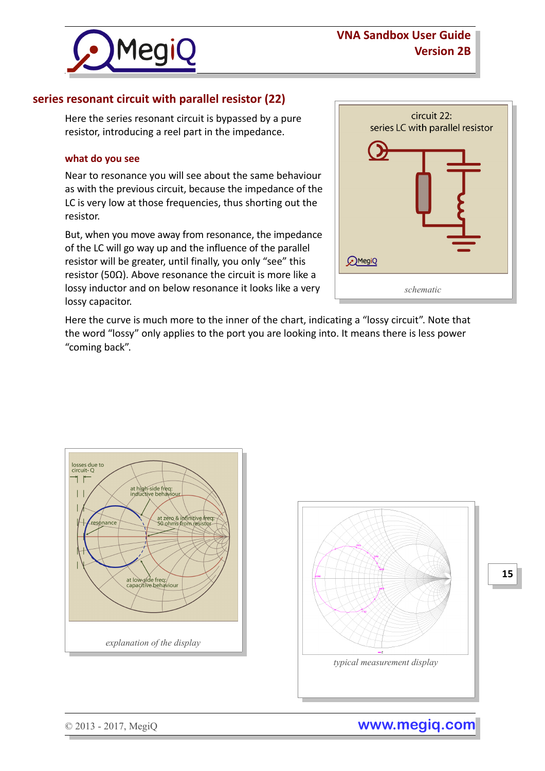## series resonant circuit with parallel resistor (22)

Here the series resonant circuit is bypassed by a pure resistor, introducing a reel part in the impedance.

### what do you see

Near to resonance you will see about the same behaviour as with the previous circuit, because the impedance of the LC is very low at those frequencies, thus shorting out the resistor.

But, when you move away from resonance, the impedance of the LC will go way up and the influence of the parallel resistor will be greater, until finally, you only “see” this resistor (50Ω). Above resonance the circuit is more like a lossy inductor and on below resonance it looks like a very lossy capacitor.

*schematic*

Here the curve is much more to the inner of the chart, indicating a “lossy circuit”. Note that the word “lossy” only applies to the port you are looking into. It means there is less power “coming back”.

*explanation of the display*

*typical measurement display*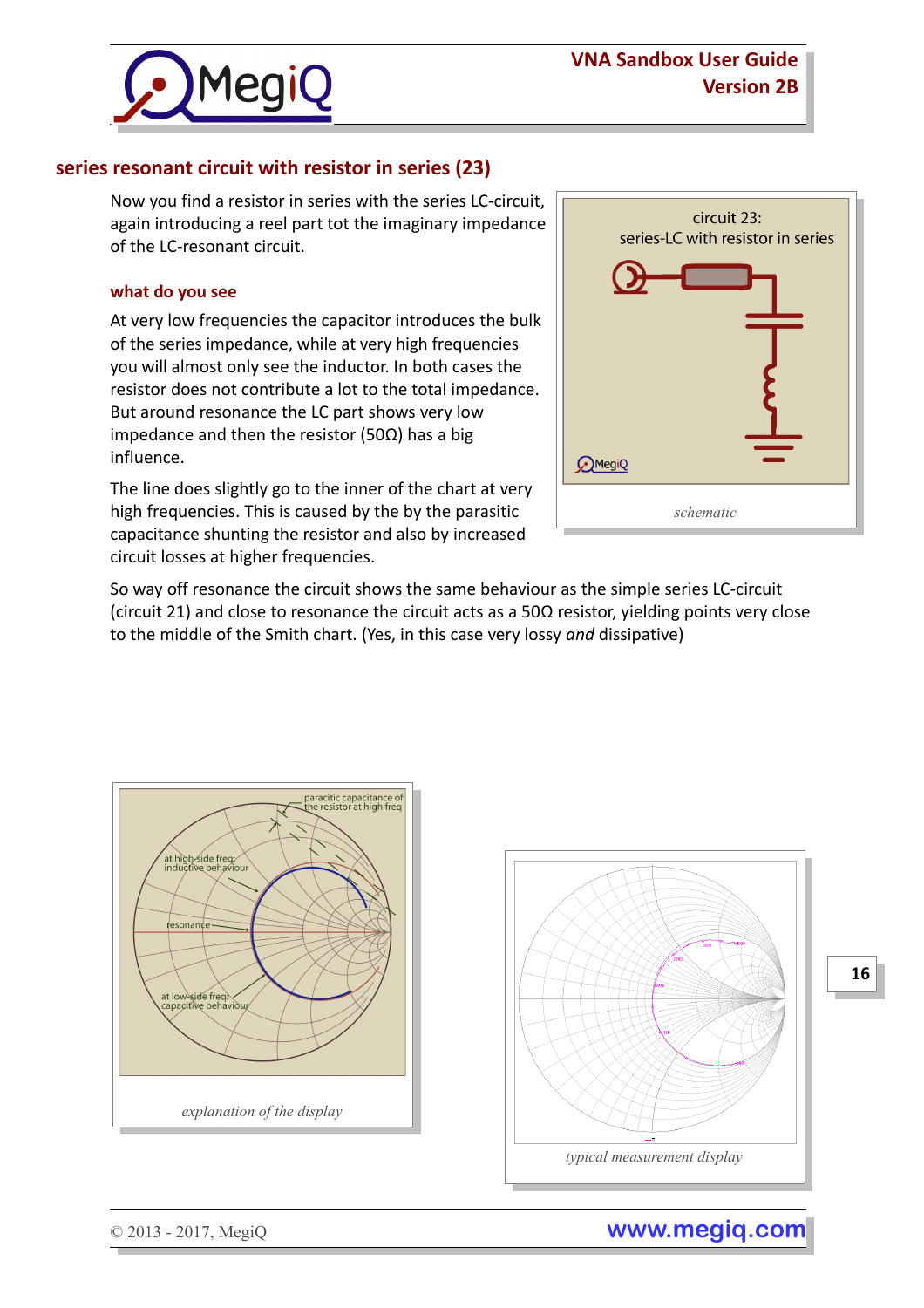## series resonant circuit with resistor in series (23)

Now you find a resistor in series with the series LC-circuit, again introducing a reel part tot the imaginary impedance of the LC-resonant circuit.

### what do you see

At very low frequencies the capacitor introduces the bulk of the series impedance, while at very high frequencies you will almost only see the inductor. In both cases the resistor does not contribute a lot to the total impedance. But around resonance the LC part shows very low impedance and then the resistor (50Ω) has a big influence.

The line does slightly go to the inner of the chart at very high frequencies. This is caused by the by the parasitic capacitance shunting the resistor and also by increased circuit losses at higher frequencies.

circuit 23:
series-LC with resistor in series

*schematic*

So way off resonance the circuit shows the same behaviour as the simple series LC-circuit (circuit 21) and close to resonance the circuit acts as a 50Ω resistor, yielding points very close to the middle of the Smith chart. (Yes, in this case very lossy *and* dissipative)

paracitic capacitance of the resistor at high freq

at high-side freq: inductive behaviour

resonance

at low-side freq: capacitive behaviour

*explanation of the display*

*typical measurement display*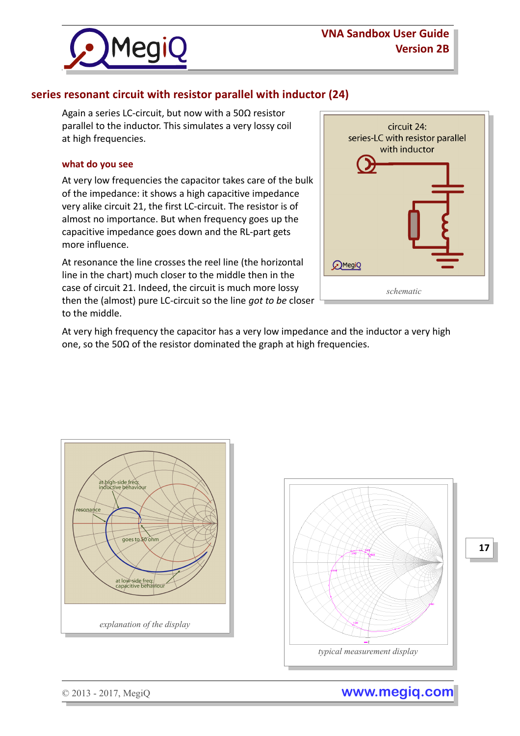## series resonant circuit with resistor parallel with inductor (24)

Again a series LC-circuit, but now with a 50Ω resistor parallel to the inductor. This simulates a very lossy coil at high frequencies.

### what do you see

At very low frequencies the capacitor takes care of the bulk of the impedance: it shows a high capacitive impedance very alike circuit 21, the first LC-circuit. The resistor is of almost no importance. But when frequency goes up the capacitive impedance goes down and the RL-part gets more influence.

At resonance the line crosses the reel line (the horizontal line in the chart) much closer to the middle then in the case of circuit 21. Indeed, the circuit is much more lossy then the (almost) pure LC-circuit so the line *got to be* closer to the middle.

At very high frequency the capacitor has a very low impedance and the inductor a very high one, so the 50Ω of the resistor dominated the graph at high frequencies.

*schematic*

*explanation of the display*

*typical measurement display*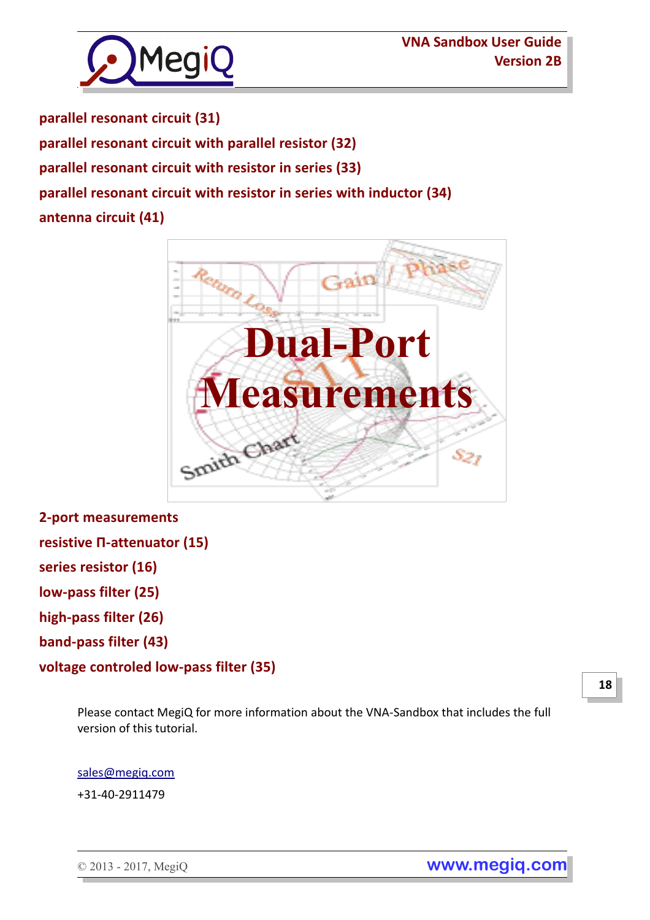**parallel resonant circuit (31)**

**parallel resonant circuit with parallel resistor (32)**

**parallel resonant circuit with resistor in series (33)**

**parallel resonant circuit with resistor in series with inductor (34)**

**antenna circuit (41)**

Dual-Port Measurements

Return Loss

Gain / Phase

S11

Smith Chart

S21

**2-port measurements**

**resistive Π-attenuator (15)**

**series resistor (16)**

**low-pass filter (25)**

**high-pass filter (26)**

**band-pass filter (43)**

**voltage controled low-pass filter (35)**

Please contact MegiQ for more information about the VNA-Sandbox that includes the full version of this tutorial.

sales@megiq.com

+31-40-2911479